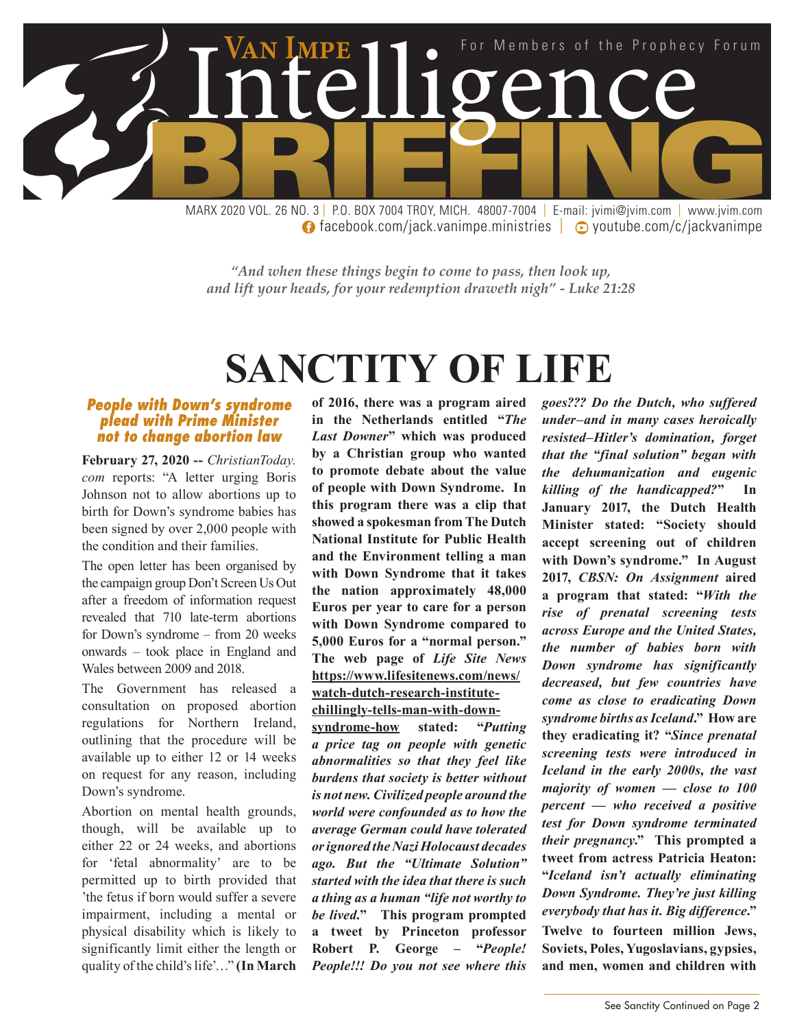# Van Impe Intelligence BRIEFING

For Members of the Prophecy Forum

MARX 2020 VOL. 26 NO. 3 | P.O. BOX 7004 TROY, MICH. 48007-7004 | E-mail: jvimi@jvim.com | www.jvim.com
facebook.com/jack.vanimpe.ministries | youtube.com/c/jackvanimpe

*"And when these things begin to come to pass, then look up, and lift your heads, for your redemption draweth nigh" - Luke 21:28*

# SANCTITY OF LIFE

### *People with Down's syndrome plead with Prime Minister not to change abortion law*

**February 27, 2020 --** *ChristianToday.com* reports: "A letter urging Boris Johnson not to allow abortions up to birth for Down's syndrome babies has been signed by over 2,000 people with the condition and their families.

The open letter has been organised by the campaign group Don't Screen Us Out after a freedom of information request revealed that 710 late-term abortions for Down's syndrome – from 20 weeks onwards – took place in England and Wales between 2009 and 2018.

The Government has released a consultation on proposed abortion regulations for Northern Ireland, outlining that the procedure will be available up to either 12 or 14 weeks on request for any reason, including Down's syndrome.

Abortion on mental health grounds, though, will be available up to either 22 or 24 weeks, and abortions for 'fetal abnormality' are to be permitted up to birth provided that 'the fetus if born would suffer a severe impairment, including a mental or physical disability which is likely to significantly limit either the length or quality of the child's life'…" **(In March of 2016, there was a program aired in the Netherlands entitled "*The Last Downer*" which was produced by a Christian group who wanted to promote debate about the value of people with Down Syndrome. In this program there was a clip that showed a spokesman from The Dutch National Institute for Public Health and the Environment telling a man with Down Syndrome that it takes the nation approximately 48,000 Euros per year to care for a person with Down Syndrome compared to 5,000 Euros for a "normal person." The web page of *Life Site News* https://www.lifesitenews.com/news/watch-dutch-research-institute-chillingly-tells-man-with-down-syndrome-how stated: "*Putting a price tag on people with genetic abnormalities so that they feel like burdens that society is better without is not new. Civilized people around the world were confounded as to how the average German could have tolerated or ignored the Nazi Holocaust decades ago. But the "Ultimate Solution" started with the idea that there is such a thing as a human "life not worthy to be lived.*" This program prompted a tweet by Princeton professor Robert P. George – "*People! People!!! Do you not see where this goes??? Do the Dutch, who suffered under–and in many cases heroically resisted–Hitler's domination, forget that the "final solution" began with the dehumanization and eugenic killing of the handicapped?*" In January 2017, the Dutch Health Minister stated: "Society should accept screening out of children with Down's syndrome." In August 2017, *CBSN: On Assignment* aired a program that stated: "*With the rise of prenatal screening tests across Europe and the United States, the number of babies born with Down syndrome has significantly decreased, but few countries have come as close to eradicating Down syndrome births as Iceland*." How are they eradicating it? "*Since prenatal screening tests were introduced in Iceland in the early 2000s, the vast majority of women — close to 100 percent — who received a positive test for Down syndrome terminated their pregnancy.*" This prompted a tweet from actress Patricia Heaton: "*Iceland isn't actually eliminating Down Syndrome. They're just killing everybody that has it. Big difference.*" Twelve to fourteen million Jews, Soviets, Poles, Yugoslavians, gypsies, and men, women and children with**

See Sanctity Continued on Page 2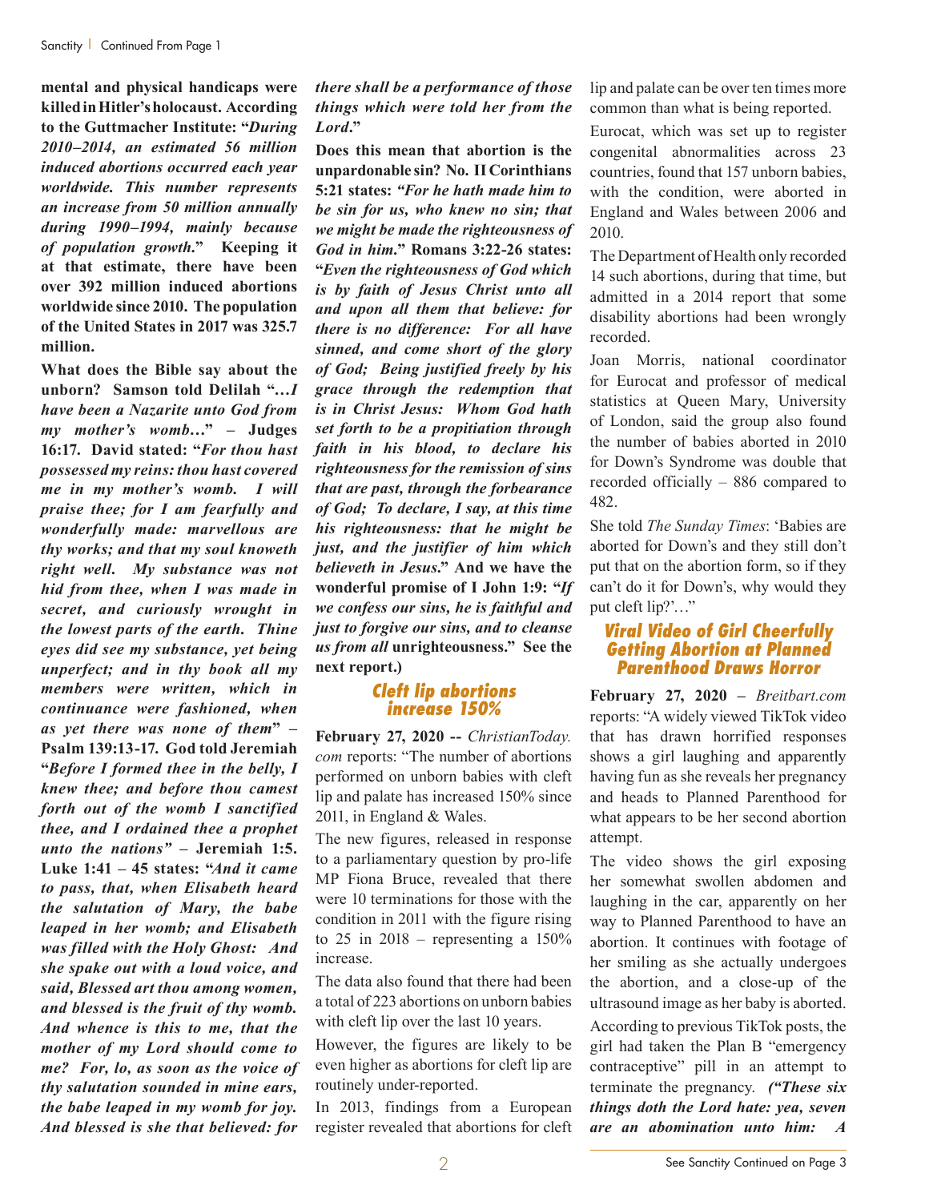**mental and physical handicaps were killed in Hitler's holocaust. According to the Guttmacher Institute: "*During 2010–2014, an estimated 56 million induced abortions occurred each year worldwide. This number represents an increase from 50 million annually during 1990–1994, mainly because of population growth.*" Keeping it at that estimate, there have been over 392 million induced abortions worldwide since 2010. The population of the United States in 2017 was 325.7 million.**

**What does the Bible say about the unborn? Samson told Delilah "*…I have been a Nazarite unto God from my mother's womb…*" – Judges 16:17. David stated: "*For thou hast possessed my reins: thou hast covered me in my mother's womb. I will praise thee; for I am fearfully and wonderfully made: marvellous are thy works; and that my soul knoweth right well. My substance was not hid from thee, when I was made in secret, and curiously wrought in the lowest parts of the earth. Thine eyes did see my substance, yet being unperfect; and in thy book all my members were written, which in continuance were fashioned, when as yet there was none of them*" – Psalm 139:13-17. God told Jeremiah "*Before I formed thee in the belly, I knew thee; and before thou camest forth out of the womb I sanctified thee, and I ordained thee a prophet unto the nations"* – Jeremiah 1:5. Luke 1:41 – 45 states: "*And it came to pass, that, when Elisabeth heard the salutation of Mary, the babe leaped in her womb; and Elisabeth was filled with the Holy Ghost: And she spake out with a loud voice, and said, Blessed art thou among women, and blessed is the fruit of thy womb. And whence is this to me, that the mother of my Lord should come to me? For, lo, as soon as the voice of thy salutation sounded in mine ears, the babe leaped in my womb for joy. And blessed is she that believed: for there shall be a performance of those things which were told her from the Lord.*"**

**Does this mean that abortion is the unpardonable sin? No. II Corinthians 5:21 states: *"For he hath made him to be sin for us, who knew no sin; that we might be made the righteousness of God in him.*" Romans 3:22-26 states: "*Even the righteousness of God which is by faith of Jesus Christ unto all and upon all them that believe: for there is no difference: For all have sinned, and come short of the glory of God; Being justified freely by his grace through the redemption that is in Christ Jesus: Whom God hath set forth to be a propitiation through faith in his blood, to declare his righteousness for the remission of sins that are past, through the forbearance of God; To declare, I say, at this time his righteousness: that he might be just, and the justifier of him which believeth in Jesus.*" And we have the wonderful promise of I John 1:9: "*If we confess our sins, he is faithful and just to forgive our sins, and to cleanse us from all* unrighteousness." See the next report.)**

## Cleft lip abortions increase 150%

**February 27, 2020 --** *ChristianToday.com* reports: "The number of abortions performed on unborn babies with cleft lip and palate has increased 150% since 2011, in England & Wales.

The new figures, released in response to a parliamentary question by pro-life MP Fiona Bruce, revealed that there were 10 terminations for those with the condition in 2011 with the figure rising to 25 in 2018 – representing a 150% increase.

The data also found that there had been a total of 223 abortions on unborn babies with cleft lip over the last 10 years.

However, the figures are likely to be even higher as abortions for cleft lip are routinely under-reported.

In 2013, findings from a European register revealed that abortions for cleft lip and palate can be over ten times more common than what is being reported.

Eurocat, which was set up to register congenital abnormalities across 23 countries, found that 157 unborn babies, with the condition, were aborted in England and Wales between 2006 and 2010.

The Department of Health only recorded 14 such abortions, during that time, but admitted in a 2014 report that some disability abortions had been wrongly recorded.

Joan Morris, national coordinator for Eurocat and professor of medical statistics at Queen Mary, University of London, said the group also found the number of babies aborted in 2010 for Down's Syndrome was double that recorded officially – 886 compared to 482.

She told *The Sunday Times*: 'Babies are aborted for Down's and they still don't put that on the abortion form, so if they can't do it for Down's, why would they put cleft lip?'…"

## Viral Video of Girl Cheerfully Getting Abortion at Planned Parenthood Draws Horror

**February 27, 2020 –** *Breitbart.com* reports: "A widely viewed TikTok video that has drawn horrified responses shows a girl laughing and apparently having fun as she reveals her pregnancy and heads to Planned Parenthood for what appears to be her second abortion attempt.

The video shows the girl exposing her somewhat swollen abdomen and laughing in the car, apparently on her way to Planned Parenthood to have an abortion. It continues with footage of her smiling as she actually undergoes the abortion, and a close-up of the ultrasound image as her baby is aborted.

According to previous TikTok posts, the girl had taken the Plan B "emergency contraceptive" pill in an attempt to terminate the pregnancy. ***("These six things doth the Lord hate: yea, seven are an abomination unto him: A***

See Sanctity Continued on Page 3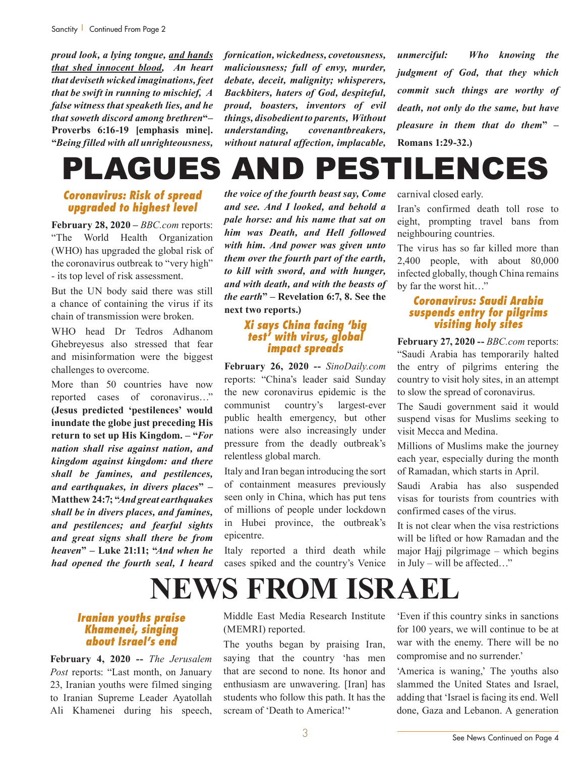***proud look, a lying tongue, <u>and hands that shed innocent blood</u>, An heart that deviseth wicked imaginations, feet that be swift in running to mischief, A false witness that speaketh lies, and he that soweth discord among brethren*"– Proverbs 6:16-19 [emphasis mine]. "*Being filled with all unrighteousness, fornication, wickedness, covetousness, maliciousness; full of envy, murder, debate, deceit, malignity; whisperers, Backbiters, haters of God, despiteful, proud, boasters, inventors of evil things, disobedient to parents, Without understanding, covenantbreakers, without natural affection, implacable, unmerciful: Who knowing the judgment of God, that they which commit such things are worthy of death, not only do the same, but have pleasure in them that do them*" – Romans 1:29-32.)**

# PLAGUES AND PESTILENCES

### *Coronavirus: Risk of spread upgraded to highest level*

**February 28, 2020 –** *BBC.com* reports: "The World Health Organization (WHO) has upgraded the global risk of the coronavirus outbreak to "very high" - its top level of risk assessment.

But the UN body said there was still a chance of containing the virus if its chain of transmission were broken.

WHO head Dr Tedros Adhanom Ghebreyesus also stressed that fear and misinformation were the biggest challenges to overcome.

More than 50 countries have now reported cases of coronavirus…" **(Jesus predicted 'pestilences' would inundate the globe just preceding His return to set up His Kingdom. – "*For nation shall rise against nation, and kingdom against kingdom: and there shall be famines, and pestilences, and earthquakes, in divers places*" – Matthew 24:7; "*And great earthquakes shall be in divers places, and famines, and pestilences; and fearful sights and great signs shall there be from heaven*" – Luke 21:11; "*And when he had opened the fourth seal, I heard the voice of the fourth beast say, Come and see. And I looked, and behold a pale horse: and his name that sat on him was Death, and Hell followed with him. And power was given unto them over the fourth part of the earth, to kill with sword, and with hunger, and with death, and with the beasts of the earth*" – Revelation 6:7, 8. See the next two reports.)**

### *Xi says China facing 'big test' with virus, global impact spreads*

**February 26, 2020 --** *SinoDaily.com* reports: "China's leader said Sunday the new coronavirus epidemic is the communist country's largest-ever public health emergency, but other nations were also increasingly under pressure from the deadly outbreak's relentless global march.

Italy and Iran began introducing the sort of containment measures previously seen only in China, which has put tens of millions of people under lockdown in Hubei province, the outbreak's epicentre.

Italy reported a third death while cases spiked and the country's Venice carnival closed early.

Iran's confirmed death toll rose to eight, prompting travel bans from neighbouring countries.

The virus has so far killed more than 2,400 people, with about 80,000 infected globally, though China remains by far the worst hit…"

### *Coronavirus: Saudi Arabia suspends entry for pilgrims visiting holy sites*

**February 27, 2020 --** *BBC.com* reports: "Saudi Arabia has temporarily halted the entry of pilgrims entering the country to visit holy sites, in an attempt to slow the spread of coronavirus.

The Saudi government said it would suspend visas for Muslims seeking to visit Mecca and Medina.

Millions of Muslims make the journey each year, especially during the month of Ramadan, which starts in April.

Saudi Arabia has also suspended visas for tourists from countries with confirmed cases of the virus.

It is not clear when the visa restrictions will be lifted or how Ramadan and the major Hajj pilgrimage – which begins in July – will be affected…"

# NEWS FROM ISRAEL

### *Iranian youths praise Khamenei, singing about Israel's end*

**February 4, 2020 --** *The Jerusalem Post* reports: "Last month, on January 23, Iranian youths were filmed singing to Iranian Supreme Leader Ayatollah Ali Khamenei during his speech, Middle East Media Research Institute (MEMRI) reported.

The youths began by praising Iran, saying that the country 'has men that are second to none. Its honor and enthusiasm are unwavering. [Iran] has students who follow this path. It has the scream of 'Death to America!''

'Even if this country sinks in sanctions for 100 years, we will continue to be at war with the enemy. There will be no compromise and no surrender.'

'America is waning,' The youths also slammed the United States and Israel, adding that 'Israel is facing its end. Well done, Gaza and Lebanon. A generation

See News Continued on Page 4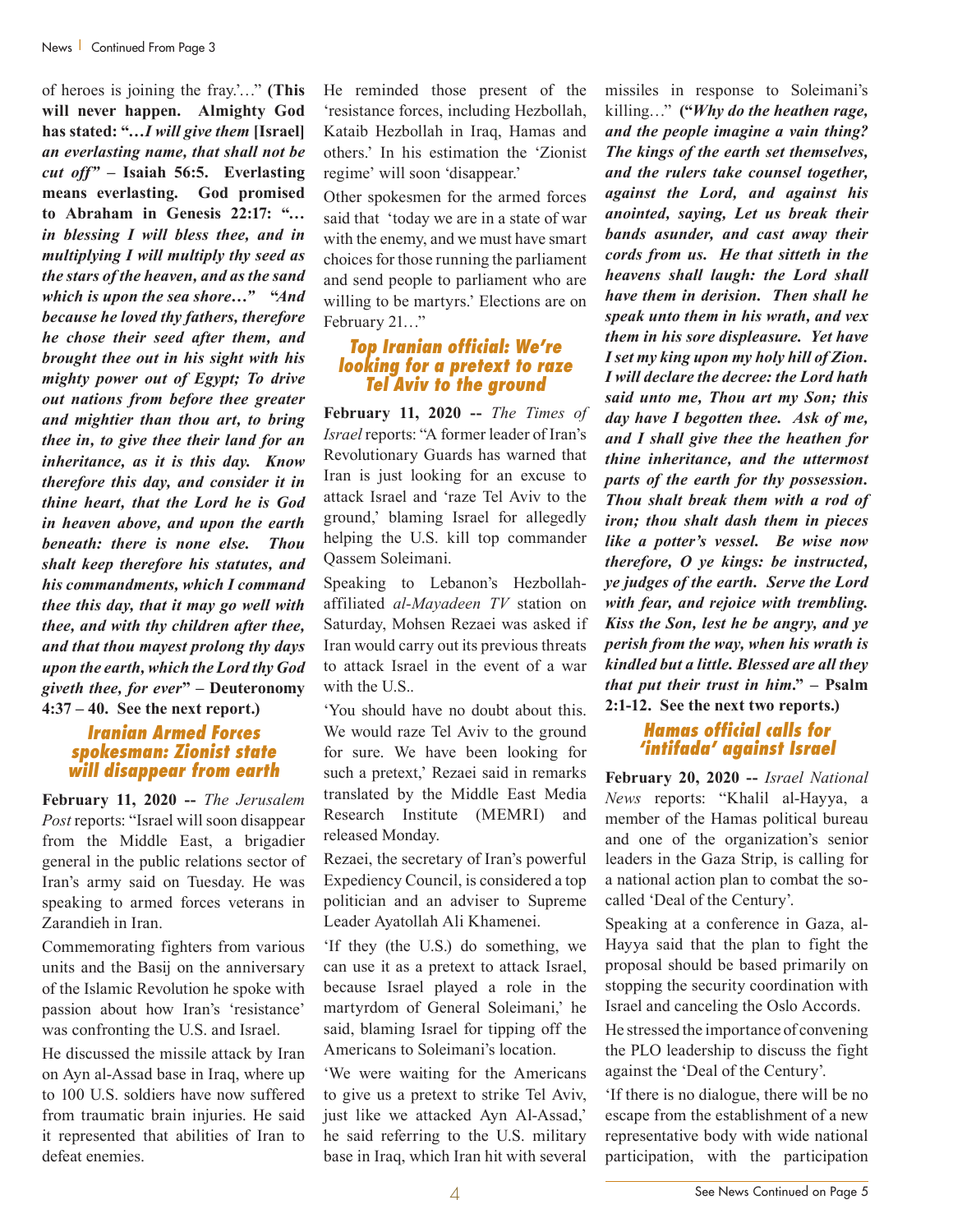of heroes is joining the fray.'…" **(This will never happen. Almighty God has stated: "…*I will give them* [Israel] *an everlasting name, that shall not be cut off"* – Isaiah 56:5. Everlasting means everlasting. God promised to Abraham in Genesis 22:17: "…*in blessing I will bless thee, and in multiplying I will multiply thy seed as the stars of the heaven, and as the sand which is upon the sea shore…" "And because he loved thy fathers, therefore he chose their seed after them, and brought thee out in his sight with his mighty power out of Egypt; To drive out nations from before thee greater and mightier than thou art, to bring thee in, to give thee their land for an inheritance, as it is this day. Know therefore this day, and consider it in thine heart, that the Lord he is God in heaven above, and upon the earth beneath: there is none else. Thou shalt keep therefore his statutes, and his commandments, which I command thee this day, that it may go well with thee, and with thy children after thee, and that thou mayest prolong thy days upon the earth, which the Lord thy God giveth thee, for ever*" – Deuteronomy 4:37 – 40. See the next report.)**

## Iranian Armed Forces spokesman: Zionist state will disappear from earth

**February 11, 2020 --** *The Jerusalem Post* reports: "Israel will soon disappear from the Middle East, a brigadier general in the public relations sector of Iran's army said on Tuesday. He was speaking to armed forces veterans in Zarandieh in Iran.

Commemorating fighters from various units and the Basij on the anniversary of the Islamic Revolution he spoke with passion about how Iran's 'resistance' was confronting the U.S. and Israel.

He discussed the missile attack by Iran on Ayn al-Assad base in Iraq, where up to 100 U.S. soldiers have now suffered from traumatic brain injuries. He said it represented that abilities of Iran to defeat enemies.

He reminded those present of the 'resistance forces, including Hezbollah, Kataib Hezbollah in Iraq, Hamas and others.' In his estimation the 'Zionist regime' will soon 'disappear.'

Other spokesmen for the armed forces said that 'today we are in a state of war with the enemy, and we must have smart choices for those running the parliament and send people to parliament who are willing to be martyrs.' Elections are on February 21…"

## Top Iranian official: We're looking for a pretext to raze Tel Aviv to the ground

**February 11, 2020 --** *The Times of Israel* reports: "A former leader of Iran's Revolutionary Guards has warned that Iran is just looking for an excuse to attack Israel and 'raze Tel Aviv to the ground,' blaming Israel for allegedly helping the U.S. kill top commander Qassem Soleimani.

Speaking to Lebanon's Hezbollah-affiliated *al-Mayadeen TV* station on Saturday, Mohsen Rezaei was asked if Iran would carry out its previous threats to attack Israel in the event of a war with the U.S..

'You should have no doubt about this. We would raze Tel Aviv to the ground for sure. We have been looking for such a pretext,' Rezaei said in remarks translated by the Middle East Media Research Institute (MEMRI) and released Monday.

Rezaei, the secretary of Iran's powerful Expediency Council, is considered a top politician and an adviser to Supreme Leader Ayatollah Ali Khamenei.

'If they (the U.S.) do something, we can use it as a pretext to attack Israel, because Israel played a role in the martyrdom of General Soleimani,' he said, blaming Israel for tipping off the Americans to Soleimani's location.

'We were waiting for the Americans to give us a pretext to strike Tel Aviv, just like we attacked Ayn Al-Assad,' he said referring to the U.S. military base in Iraq, which Iran hit with several missiles in response to Soleimani's killing…" **("*Why do the heathen rage, and the people imagine a vain thing? The kings of the earth set themselves, and the rulers take counsel together, against the Lord, and against his anointed, saying, Let us break their bands asunder, and cast away their cords from us. He that sitteth in the heavens shall laugh: the Lord shall have them in derision. Then shall he speak unto them in his wrath, and vex them in his sore displeasure. Yet have I set my king upon my holy hill of Zion. I will declare the decree: the Lord hath said unto me, Thou art my Son; this day have I begotten thee. Ask of me, and I shall give thee the heathen for thine inheritance, and the uttermost parts of the earth for thy possession. Thou shalt break them with a rod of iron; thou shalt dash them in pieces like a potter's vessel. Be wise now therefore, O ye kings: be instructed, ye judges of the earth. Serve the Lord with fear, and rejoice with trembling. Kiss the Son, lest he be angry, and ye perish from the way, when his wrath is kindled but a little. Blessed are all they that put their trust in him.*" – Psalm 2:1-12. See the next two reports.)**

## Hamas official calls for 'intifada' against Israel

**February 20, 2020 --** *Israel National News* reports: "Khalil al-Hayya, a member of the Hamas political bureau and one of the organization's senior leaders in the Gaza Strip, is calling for a national action plan to combat the so-called 'Deal of the Century'.

Speaking at a conference in Gaza, al-Hayya said that the plan to fight the proposal should be based primarily on stopping the security coordination with Israel and canceling the Oslo Accords.

He stressed the importance of convening the PLO leadership to discuss the fight against the 'Deal of the Century'.

'If there is no dialogue, there will be no escape from the establishment of a new representative body with wide national participation, with the participation

See News Continued on Page 5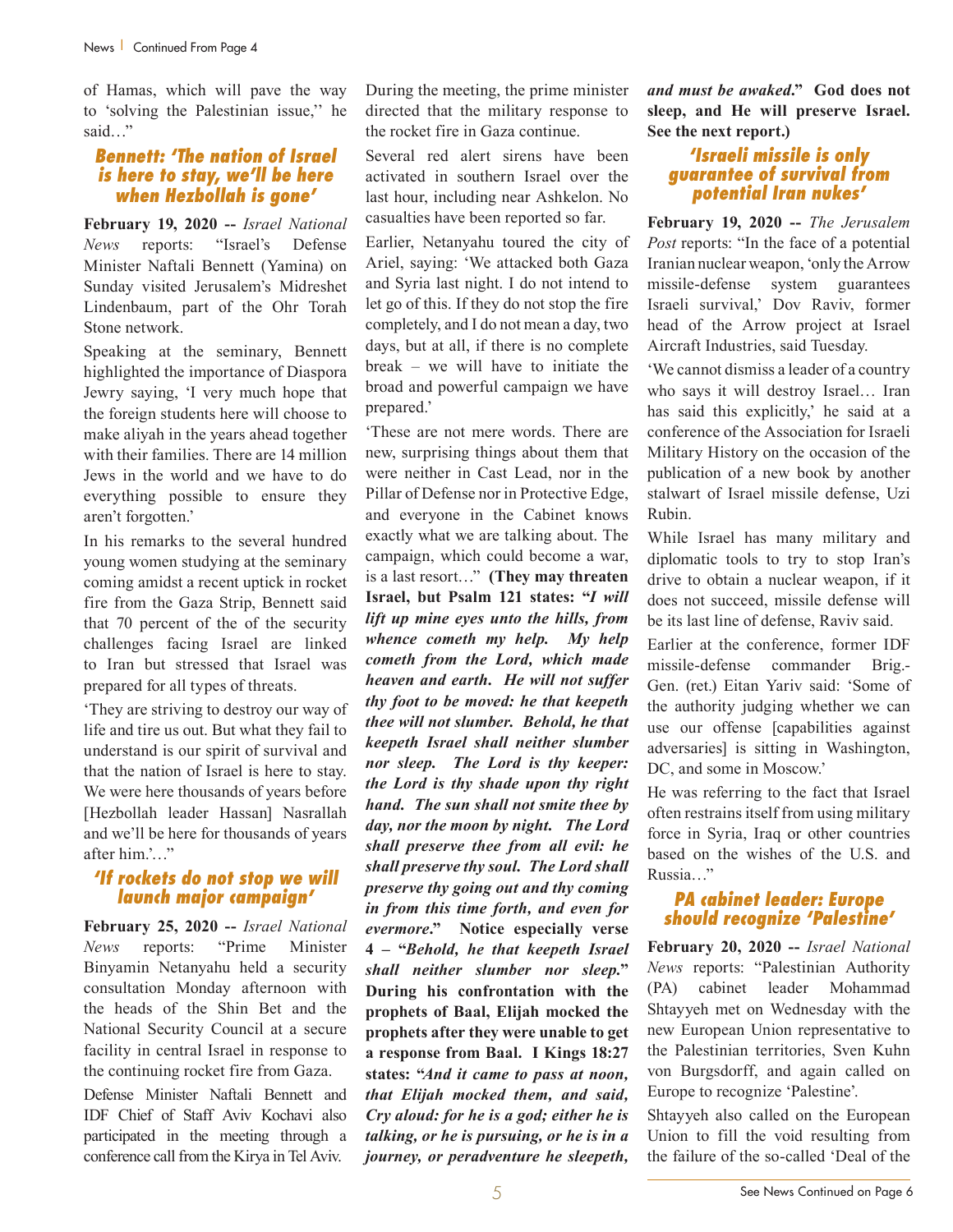of Hamas, which will pave the way to 'solving the Palestinian issue,'' he said…"

## Bennett: 'The nation of Israel is here to stay, we'll be here when Hezbollah is gone'

**February 19, 2020 --** *Israel National News* reports: "Israel's Defense Minister Naftali Bennett (Yamina) on Sunday visited Jerusalem's Midreshet Lindenbaum, part of the Ohr Torah Stone network.

Speaking at the seminary, Bennett highlighted the importance of Diaspora Jewry saying, 'I very much hope that the foreign students here will choose to make aliyah in the years ahead together with their families. There are 14 million Jews in the world and we have to do everything possible to ensure they aren't forgotten.'

In his remarks to the several hundred young women studying at the seminary coming amidst a recent uptick in rocket fire from the Gaza Strip, Bennett said that 70 percent of the of the security challenges facing Israel are linked to Iran but stressed that Israel was prepared for all types of threats.

'They are striving to destroy our way of life and tire us out. But what they fail to understand is our spirit of survival and that the nation of Israel is here to stay. We were here thousands of years before [Hezbollah leader Hassan] Nasrallah and we'll be here for thousands of years after him.'…"

## 'If rockets do not stop we will launch major campaign'

**February 25, 2020 --** *Israel National News* reports: "Prime Minister Binyamin Netanyahu held a security consultation Monday afternoon with the heads of the Shin Bet and the National Security Council at a secure facility in central Israel in response to the continuing rocket fire from Gaza.

Defense Minister Naftali Bennett and IDF Chief of Staff Aviv Kochavi also participated in the meeting through a conference call from the Kirya in Tel Aviv.

During the meeting, the prime minister directed that the military response to the rocket fire in Gaza continue.

Several red alert sirens have been activated in southern Israel over the last hour, including near Ashkelon. No casualties have been reported so far.

Earlier, Netanyahu toured the city of Ariel, saying: 'We attacked both Gaza and Syria last night. I do not intend to let go of this. If they do not stop the fire completely, and I do not mean a day, two days, but at all, if there is no complete break – we will have to initiate the broad and powerful campaign we have prepared.'

'These are not mere words. There are new, surprising things about them that were neither in Cast Lead, nor in the Pillar of Defense nor in Protective Edge, and everyone in the Cabinet knows exactly what we are talking about. The campaign, which could become a war, is a last resort…" **(They may threaten Israel, but Psalm 121 states: "*I will lift up mine eyes unto the hills, from whence cometh my help. My help cometh from the Lord, which made heaven and earth. He will not suffer thy foot to be moved: he that keepeth thee will not slumber. Behold, he that keepeth Israel shall neither slumber nor sleep. The Lord is thy keeper: the Lord is thy shade upon thy right hand. The sun shall not smite thee by day, nor the moon by night. The Lord shall preserve thee from all evil: he shall preserve thy soul. The Lord shall preserve thy going out and thy coming in from this time forth, and even for evermore*." Notice especially verse 4 – "*Behold, he that keepeth Israel shall neither slumber nor sleep.*" During his confrontation with the prophets of Baal, Elijah mocked the prophets after they were unable to get a response from Baal. I Kings 18:27 states: "*And it came to pass at noon, that Elijah mocked them, and said, Cry aloud: for he is a god; either he is talking, or he is pursuing, or he is in a journey, or peradventure he sleepeth, and must be awaked.*" God does not sleep, and He will preserve Israel. See the next report.)**

## 'Israeli missile is only guarantee of survival from potential Iran nukes'

**February 19, 2020 --** *The Jerusalem Post* reports: "In the face of a potential Iranian nuclear weapon, 'only the Arrow missile-defense system guarantees Israeli survival,' Dov Raviv, former head of the Arrow project at Israel Aircraft Industries, said Tuesday.

'We cannot dismiss a leader of a country who says it will destroy Israel… Iran has said this explicitly,' he said at a conference of the Association for Israeli Military History on the occasion of the publication of a new book by another stalwart of Israel missile defense, Uzi Rubin.

While Israel has many military and diplomatic tools to try to stop Iran's drive to obtain a nuclear weapon, if it does not succeed, missile defense will be its last line of defense, Raviv said.

Earlier at the conference, former IDF missile-defense commander Brig.-Gen. (ret.) Eitan Yariv said: 'Some of the authority judging whether we can use our offense [capabilities against adversaries] is sitting in Washington, DC, and some in Moscow.'

He was referring to the fact that Israel often restrains itself from using military force in Syria, Iraq or other countries based on the wishes of the U.S. and Russia…"

## PA cabinet leader: Europe should recognize 'Palestine'

**February 20, 2020 --** *Israel National News* reports: "Palestinian Authority (PA) cabinet leader Mohammad Shtayyeh met on Wednesday with the new European Union representative to the Palestinian territories, Sven Kuhn von Burgsdorff, and again called on Europe to recognize 'Palestine'.

Shtayyeh also called on the European Union to fill the void resulting from the failure of the so-called 'Deal of the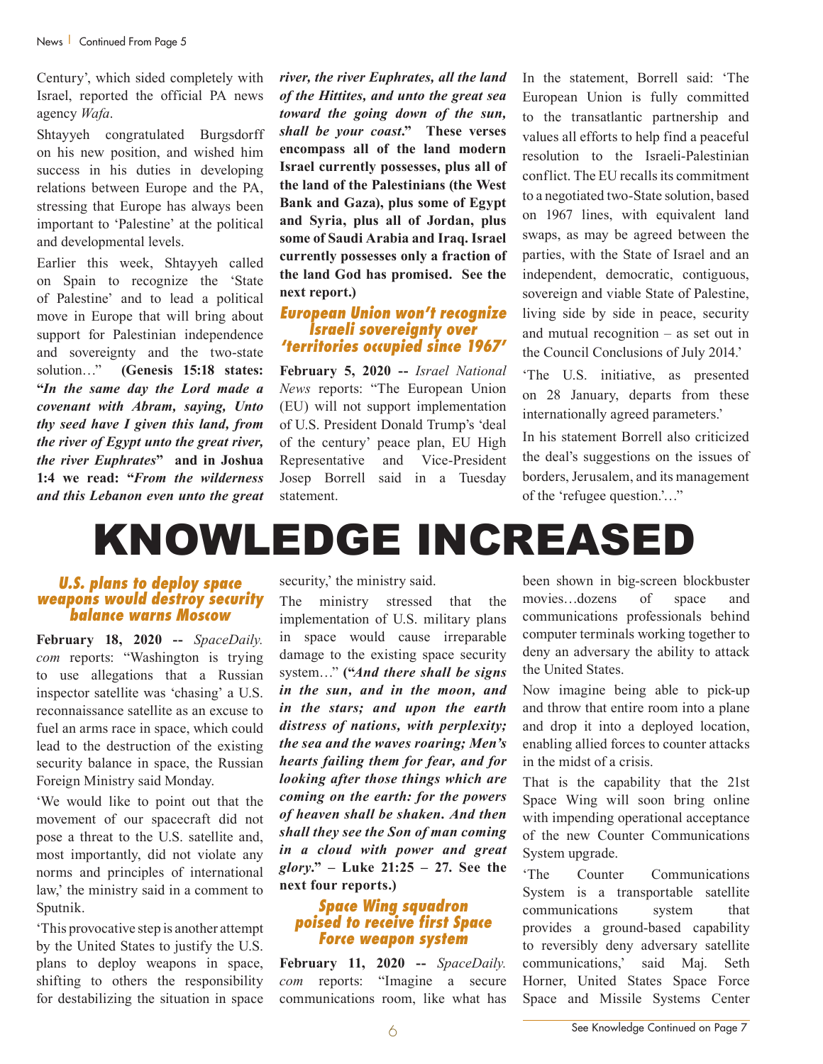Century', which sided completely with Israel, reported the official PA news agency *Wafa*.

Shtayyeh congratulated Burgsdorff on his new position, and wished him success in his duties in developing relations between Europe and the PA, stressing that Europe has always been important to 'Palestine' at the political and developmental levels.

Earlier this week, Shtayyeh called on Spain to recognize the 'State of Palestine' and to lead a political move in Europe that will bring about support for Palestinian independence and sovereignty and the two-state solution…" **(Genesis 15:18 states: "*In the same day the Lord made a covenant with Abram, saying, Unto thy seed have I given this land, from the river of Egypt unto the great river, the river Euphrates*" and in Joshua 1:4 we read: "*From the wilderness and this Lebanon even unto the great river, the river Euphrates, all the land of the Hittites, and unto the great sea toward the going down of the sun, shall be your coast.*" These verses encompass all of the land modern Israel currently possesses, plus all of the land of the Palestinians (the West Bank and Gaza), plus some of Egypt and Syria, plus all of Jordan, plus some of Saudi Arabia and Iraq. Israel currently possesses only a fraction of the land God has promised. See the next report.)**

### *European Union won't recognize Israeli sovereignty over 'territories occupied since 1967'*

**February 5, 2020 --** *Israel National News* reports: "The European Union (EU) will not support implementation of U.S. President Donald Trump's 'deal of the century' peace plan, EU High Representative and Vice-President Josep Borrell said in a Tuesday statement.

In the statement, Borrell said: 'The European Union is fully committed to the transatlantic partnership and values all efforts to help find a peaceful resolution to the Israeli-Palestinian conflict. The EU recalls its commitment to a negotiated two-State solution, based on 1967 lines, with equivalent land swaps, as may be agreed between the parties, with the State of Israel and an independent, democratic, contiguous, sovereign and viable State of Palestine, living side by side in peace, security and mutual recognition – as set out in the Council Conclusions of July 2014.'

'The U.S. initiative, as presented on 28 January, departs from these internationally agreed parameters.'

In his statement Borrell also criticized the deal's suggestions on the issues of borders, Jerusalem, and its management of the 'refugee question.'…"

# KNOWLEDGE INCREASED

### *U.S. plans to deploy space weapons would destroy security balance warns Moscow*

**February 18, 2020 --** *SpaceDaily.com* reports: "Washington is trying to use allegations that a Russian inspector satellite was 'chasing' a U.S. reconnaissance satellite as an excuse to fuel an arms race in space, which could lead to the destruction of the existing security balance in space, the Russian Foreign Ministry said Monday.

'We would like to point out that the movement of our spacecraft did not pose a threat to the U.S. satellite and, most importantly, did not violate any norms and principles of international law,' the ministry said in a comment to Sputnik.

'This provocative step is another attempt by the United States to justify the U.S. plans to deploy weapons in space, shifting to others the responsibility for destabilizing the situation in space security,' the ministry said.

The ministry stressed that the implementation of U.S. military plans in space would cause irreparable damage to the existing space security system…" **("*And there shall be signs in the sun, and in the moon, and in the stars; and upon the earth distress of nations, with perplexity; the sea and the waves roaring; Men's hearts failing them for fear, and for looking after those things which are coming on the earth: for the powers of heaven shall be shaken. And then shall they see the Son of man coming in a cloud with power and great glory.*" – Luke 21:25 – 27. See the next four reports.)**

### *Space Wing squadron poised to receive first Space Force weapon system*

**February 11, 2020 --** *SpaceDaily.com* reports: "Imagine a secure communications room, like what has been shown in big-screen blockbuster movies…dozens of space and communications professionals behind computer terminals working together to deny an adversary the ability to attack the United States.

Now imagine being able to pick-up and throw that entire room into a plane and drop it into a deployed location, enabling allied forces to counter attacks in the midst of a crisis.

That is the capability that the 21st Space Wing will soon bring online with impending operational acceptance of the new Counter Communications System upgrade.

'The Counter Communications System is a transportable satellite communications system that provides a ground-based capability to reversibly deny adversary satellite communications,' said Maj. Seth Horner, United States Space Force Space and Missile Systems Center

See Knowledge Continued on Page 7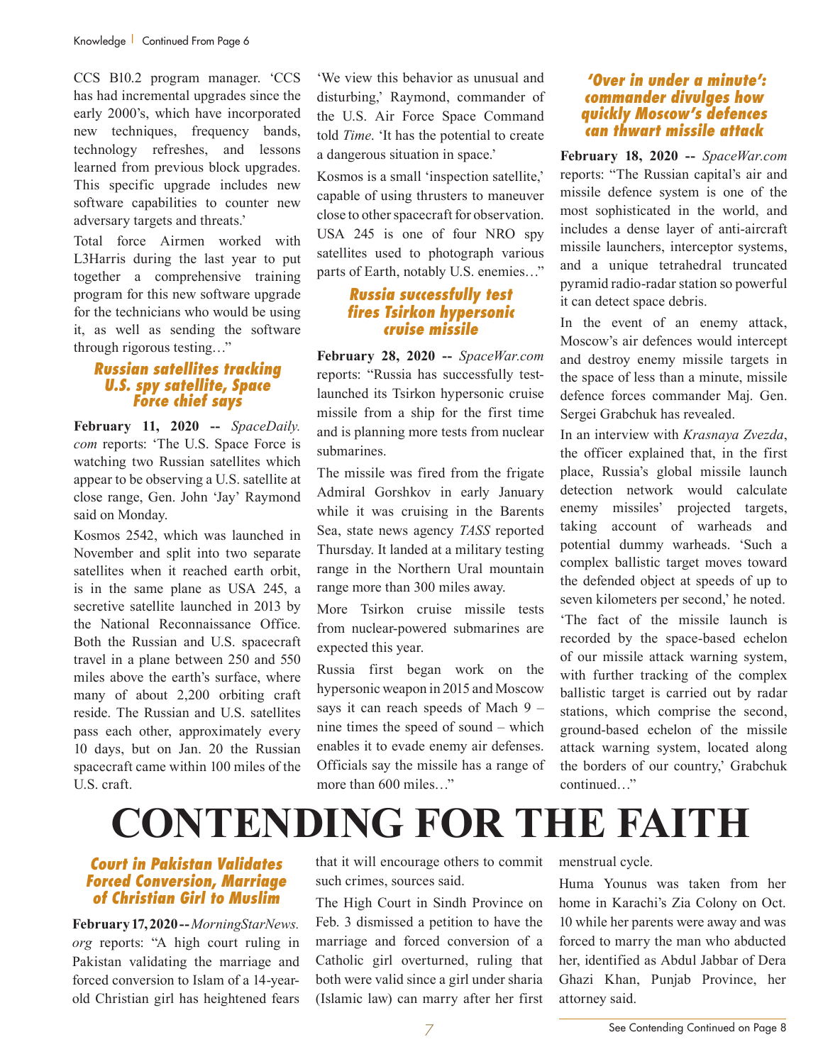CCS B10.2 program manager. 'CCS has had incremental upgrades since the early 2000's, which have incorporated new techniques, frequency bands, technology refreshes, and lessons learned from previous block upgrades. This specific upgrade includes new software capabilities to counter new adversary targets and threats.'

Total force Airmen worked with L3Harris during the last year to put together a comprehensive training program for this new software upgrade for the technicians who would be using it, as well as sending the software through rigorous testing…"

### Russian satellites tracking U.S. spy satellite, Space Force chief says

**February 11, 2020 --** *SpaceDaily.com* reports: 'The U.S. Space Force is watching two Russian satellites which appear to be observing a U.S. satellite at close range, Gen. John 'Jay' Raymond said on Monday.

Kosmos 2542, which was launched in November and split into two separate satellites when it reached earth orbit, is in the same plane as USA 245, a secretive satellite launched in 2013 by the National Reconnaissance Office. Both the Russian and U.S. spacecraft travel in a plane between 250 and 550 miles above the earth's surface, where many of about 2,200 orbiting craft reside. The Russian and U.S. satellites pass each other, approximately every 10 days, but on Jan. 20 the Russian spacecraft came within 100 miles of the U.S. craft.

'We view this behavior as unusual and disturbing,' Raymond, commander of the U.S. Air Force Space Command told *Time*. 'It has the potential to create a dangerous situation in space.'

Kosmos is a small 'inspection satellite,' capable of using thrusters to maneuver close to other spacecraft for observation. USA 245 is one of four NRO spy satellites used to photograph various parts of Earth, notably U.S. enemies…"

### Russia successfully test fires Tsirkon hypersonic cruise missile

**February 28, 2020 --** *SpaceWar.com* reports: "Russia has successfully test-launched its Tsirkon hypersonic cruise missile from a ship for the first time and is planning more tests from nuclear submarines.

The missile was fired from the frigate Admiral Gorshkov in early January while it was cruising in the Barents Sea, state news agency *TASS* reported Thursday. It landed at a military testing range in the Northern Ural mountain range more than 300 miles away.

More Tsirkon cruise missile tests from nuclear-powered submarines are expected this year.

Russia first began work on the hypersonic weapon in 2015 and Moscow says it can reach speeds of Mach 9 – nine times the speed of sound – which enables it to evade enemy air defenses. Officials say the missile has a range of more than 600 miles…"

### 'Over in under a minute': commander divulges how quickly Moscow's defences can thwart missile attack

**February 18, 2020 --** *SpaceWar.com* reports: "The Russian capital's air and missile defence system is one of the most sophisticated in the world, and includes a dense layer of anti-aircraft missile launchers, interceptor systems, and a unique tetrahedral truncated pyramid radio-radar station so powerful it can detect space debris.

In the event of an enemy attack, Moscow's air defences would intercept and destroy enemy missile targets in the space of less than a minute, missile defence forces commander Maj. Gen. Sergei Grabchuk has revealed.

In an interview with *Krasnaya Zvezda*, the officer explained that, in the first place, Russia's global missile launch detection network would calculate enemy missiles' projected targets, taking account of warheads and potential dummy warheads. 'Such a complex ballistic target moves toward the defended object at speeds of up to seven kilometers per second,' he noted.

'The fact of the missile launch is recorded by the space-based echelon of our missile attack warning system, with further tracking of the complex ballistic target is carried out by radar stations, which comprise the second, ground-based echelon of the missile attack warning system, located along the borders of our country,' Grabchuk continued…"

# CONTENDING FOR THE FAITH

### Court in Pakistan Validates Forced Conversion, Marriage of Christian Girl to Muslim

**February 17, 2020 --** *MorningStarNews.org* reports: "A high court ruling in Pakistan validating the marriage and forced conversion to Islam of a 14-year-old Christian girl has heightened fears that it will encourage others to commit such crimes, sources said.

The High Court in Sindh Province on Feb. 3 dismissed a petition to have the marriage and forced conversion of a Catholic girl overturned, ruling that both were valid since a girl under sharia (Islamic law) can marry after her first menstrual cycle.

Huma Younus was taken from her home in Karachi's Zia Colony on Oct. 10 while her parents were away and was forced to marry the man who abducted her, identified as Abdul Jabbar of Dera Ghazi Khan, Punjab Province, her attorney said.

See Contending Continued on Page 8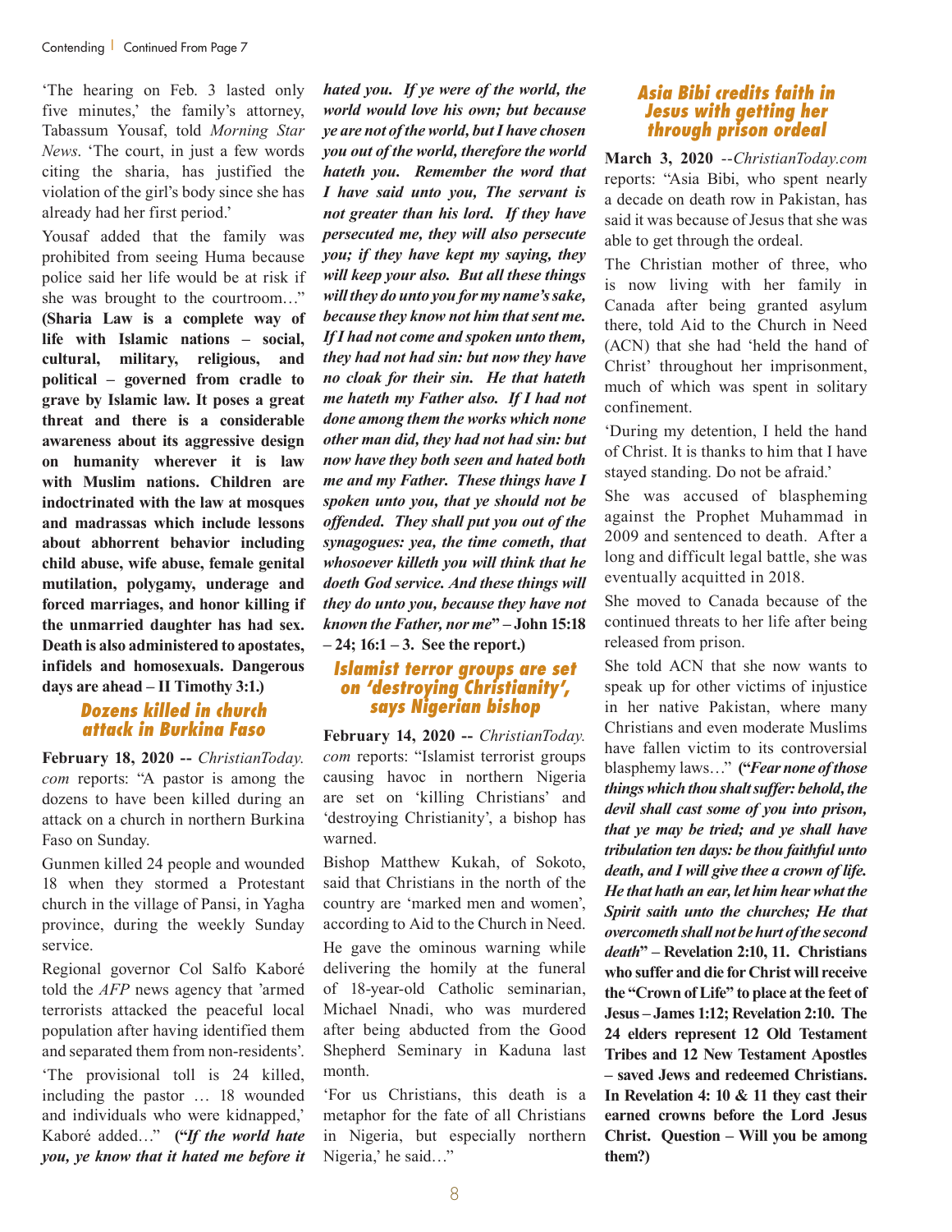'The hearing on Feb. 3 lasted only five minutes,' the family's attorney, Tabassum Yousaf, told *Morning Star News*. 'The court, in just a few words citing the sharia, has justified the violation of the girl's body since she has already had her first period.'

Yousaf added that the family was prohibited from seeing Huma because police said her life would be at risk if she was brought to the courtroom…" **(Sharia Law is a complete way of life with Islamic nations – social, cultural, military, religious, and political – governed from cradle to grave by Islamic law. It poses a great threat and there is a considerable awareness about its aggressive design on humanity wherever it is law with Muslim nations. Children are indoctrinated with the law at mosques and madrassas which include lessons about abhorrent behavior including child abuse, wife abuse, female genital mutilation, polygamy, underage and forced marriages, and honor killing if the unmarried daughter has had sex. Death is also administered to apostates, infidels and homosexuals. Dangerous days are ahead – II Timothy 3:1.)**

## Dozens killed in church attack in Burkina Faso

**February 18, 2020 --** *ChristianToday.com* reports: "A pastor is among the dozens to have been killed during an attack on a church in northern Burkina Faso on Sunday.

Gunmen killed 24 people and wounded 18 when they stormed a Protestant church in the village of Pansi, in Yagha province, during the weekly Sunday service.

Regional governor Col Salfo Kaboré told the *AFP* news agency that 'armed terrorists attacked the peaceful local population after having identified them and separated them from non-residents'.

'The provisional toll is 24 killed, including the pastor … 18 wounded and individuals who were kidnapped,' Kaboré added…" **(*"If the world hate you, ye know that it hated me before it hated you. If ye were of the world, the world would love his own; but because ye are not of the world, but I have chosen you out of the world, therefore the world hateth you. Remember the word that I have said unto you, The servant is not greater than his lord. If they have persecuted me, they will also persecute you; if they have kept my saying, they will keep your also. But all these things will they do unto you for my name's sake, because they know not him that sent me. If I had not come and spoken unto them, they had not had sin: but now they have no cloak for their sin. He that hateth me hateth my Father also. If I had not done among them the works which none other man did, they had not had sin: but now have they both seen and hated both me and my Father. These things have I spoken unto you, that ye should not be offended. They shall put you out of the synagogues: yea, the time cometh, that whosoever killeth you will think that he doeth God service. And these things will they do unto you, because they have not known the Father, nor me*" – John 15:18 – 24; 16:1 – 3. See the report.)**

## Islamist terror groups are set on 'destroying Christianity', says Nigerian bishop

**February 14, 2020 --** *ChristianToday.com* reports: "Islamist terrorist groups causing havoc in northern Nigeria are set on 'killing Christians' and 'destroying Christianity', a bishop has warned.

Bishop Matthew Kukah, of Sokoto, said that Christians in the north of the country are 'marked men and women', according to Aid to the Church in Need.

He gave the ominous warning while delivering the homily at the funeral of 18-year-old Catholic seminarian, Michael Nnadi, who was murdered after being abducted from the Good Shepherd Seminary in Kaduna last month.

'For us Christians, this death is a metaphor for the fate of all Christians in Nigeria, but especially northern Nigeria,' he said…"

## Asia Bibi credits faith in Jesus with getting her through prison ordeal

**March 3, 2020** --*ChristianToday.com* reports: "Asia Bibi, who spent nearly a decade on death row in Pakistan, has said it was because of Jesus that she was able to get through the ordeal.

The Christian mother of three, who is now living with her family in Canada after being granted asylum there, told Aid to the Church in Need (ACN) that she had 'held the hand of Christ' throughout her imprisonment, much of which was spent in solitary confinement.

'During my detention, I held the hand of Christ. It is thanks to him that I have stayed standing. Do not be afraid.'

She was accused of blaspheming against the Prophet Muhammad in 2009 and sentenced to death. After a long and difficult legal battle, she was eventually acquitted in 2018.

She moved to Canada because of the continued threats to her life after being released from prison.

She told ACN that she now wants to speak up for other victims of injustice in her native Pakistan, where many Christians and even moderate Muslims have fallen victim to its controversial blasphemy laws…" **(*"Fear none of those things which thou shalt suffer: behold, the devil shall cast some of you into prison, that ye may be tried; and ye shall have tribulation ten days: be thou faithful unto death, and I will give thee a crown of life. He that hath an ear, let him hear what the Spirit saith unto the churches; He that overcometh shall not be hurt of the second death*" – Revelation 2:10, 11. Christians who suffer and die for Christ will receive the "Crown of Life" to place at the feet of Jesus – James 1:12; Revelation 2:10. The 24 elders represent 12 Old Testament Tribes and 12 New Testament Apostles – saved Jews and redeemed Christians. In Revelation 4: 10 & 11 they cast their earned crowns before the Lord Jesus Christ. Question – Will you be among them?)**